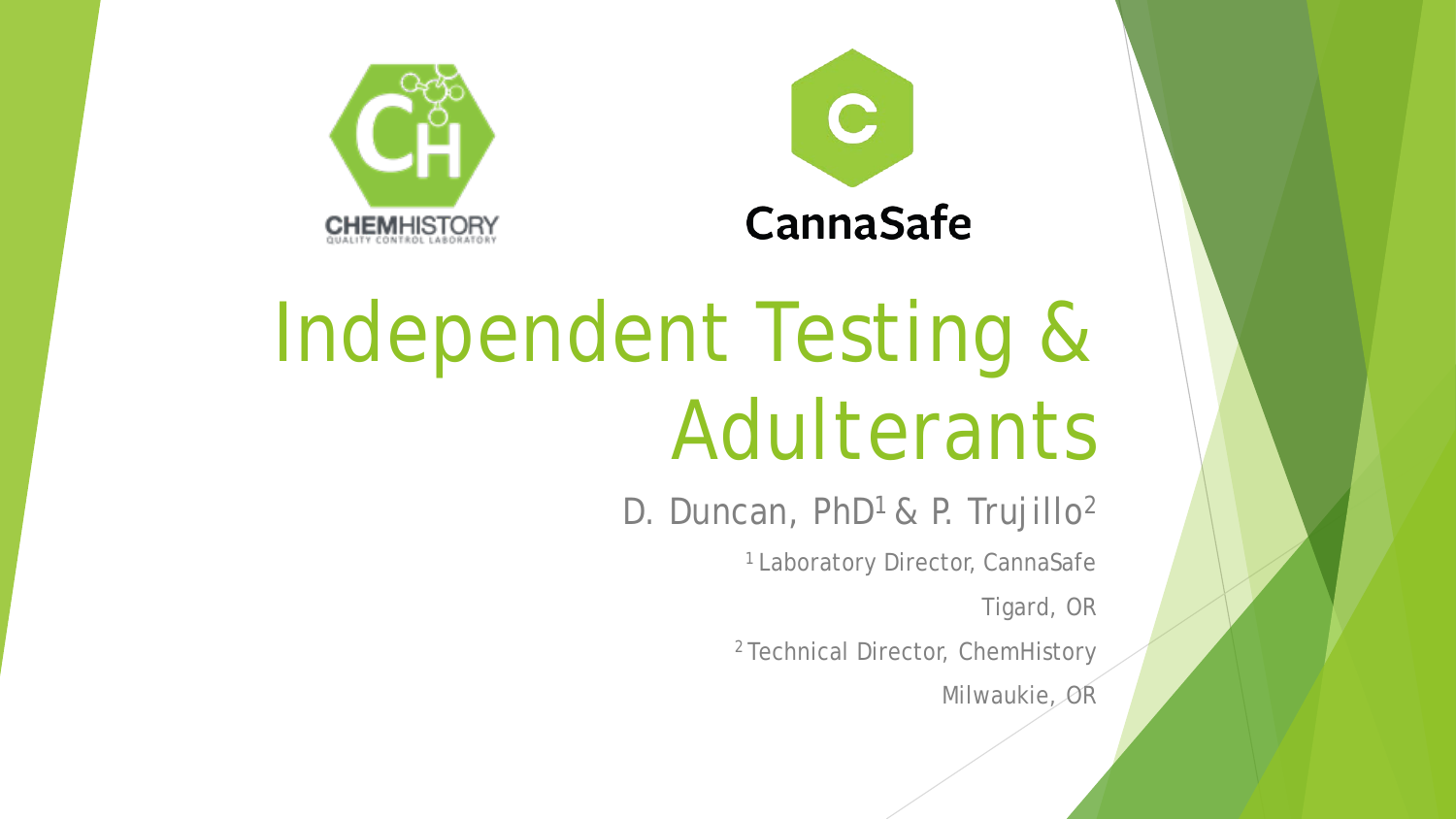CHEMHISTORY
QUALITY CONTROL LABORATORY

CannaSafe

# Independent Testing & Adulterants

D. Duncan, PhD[1] & P. Trujillo[2]

[1] Laboratory Director, CannaSafe

Tigard, OR

[2] Technical Director, ChemHistory

Milwaukie, OR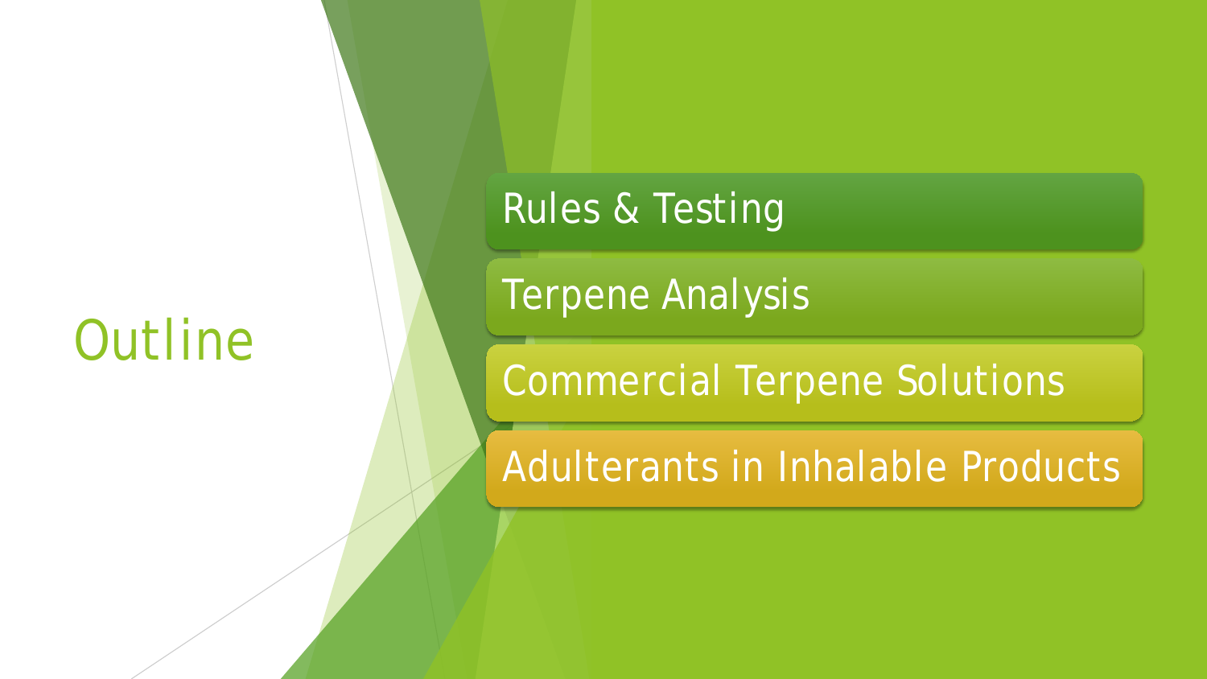# Outline

- Rules & Testing
- Terpene Analysis
- Commercial Terpene Solutions
- Adulterants in Inhalable Products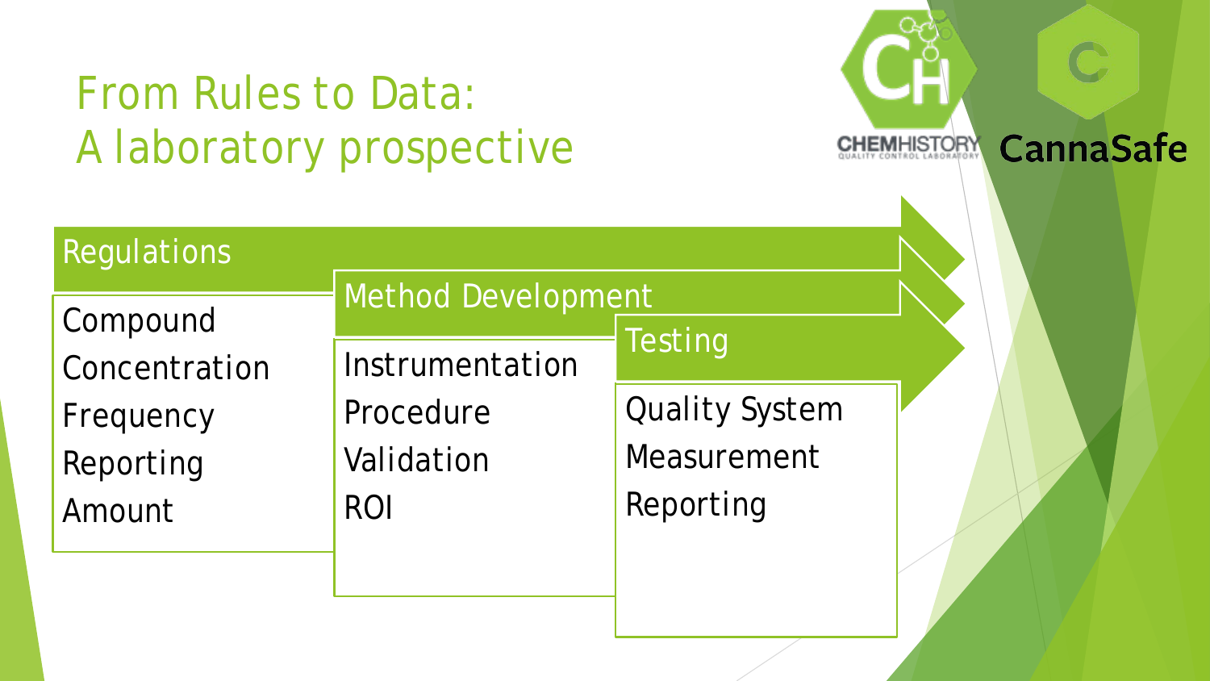# From Rules to Data: A laboratory prospective

CHEMHISTORY QUALITY CONTROL LABORATORY

CannaSafe

## Regulations

- Compound
- Concentration
- Frequency
- Reporting
- Amount

## Method Development

- Instrumentation
- Procedure
- Validation
- ROI

## Testing

- Quality System
- Measurement
- Reporting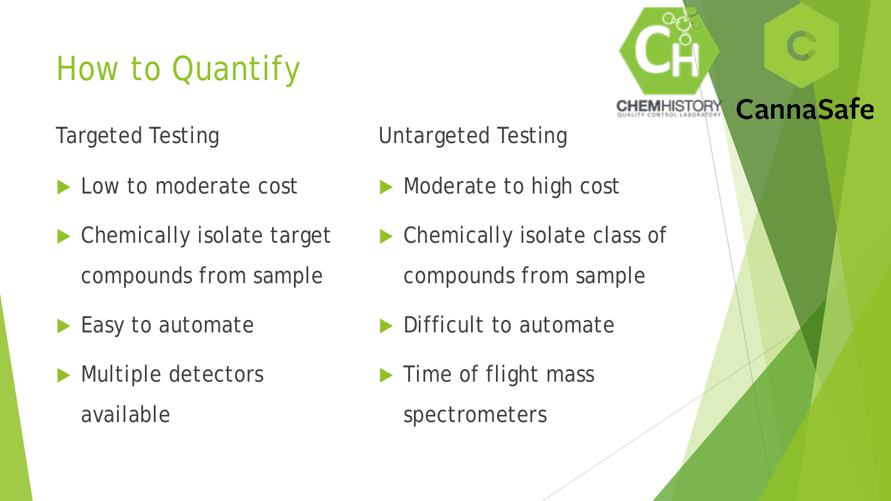# How to Quantify

## Targeted Testing

- Low to moderate cost
- Chemically isolate target compounds from sample
- Easy to automate
- Multiple detectors available

## Untargeted Testing

- Moderate to high cost
- Chemically isolate class of compounds from sample
- Difficult to automate
- Time of flight mass spectrometers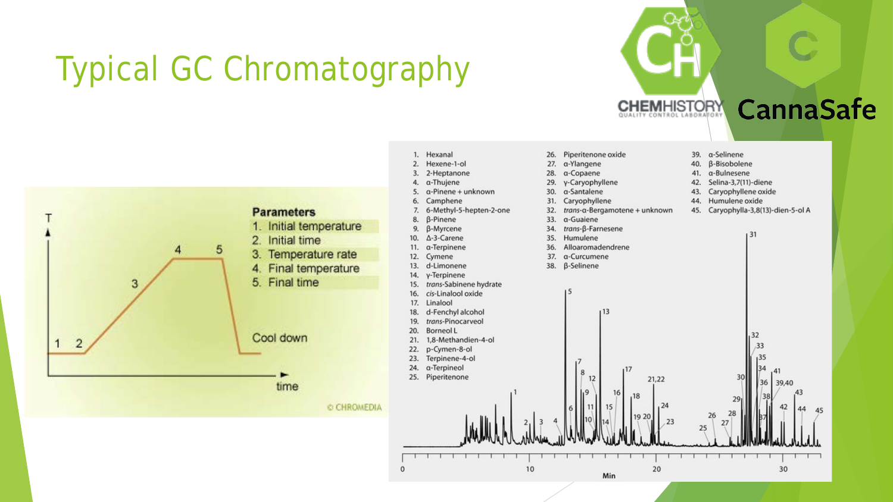# Typical GC Chromatography

CHEMHISTORY QUALITY CONTROL LABORATORY

CannaSafe

**Parameters**

1. Initial temperature
2. Initial time
3. Temperature rate
4. Final temperature
5. Final time

Cool down

T

time

© CHROMEDIA

1. Hexanal
2. Hexene-1-ol
3. 2-Heptanone
4. α-Thujene
5. α-Pinene + unknown
6. Camphene
7. 6-Methyl-5-hepten-2-one
8. β-Pinene
9. β-Myrcene
10. Δ-3-Carene
11. α-Terpinene
12. Cymene
13. d-Limonene
14. γ-Terpinene
15. *trans*-Sabinene hydrate
16. *cis*-Linalool oxide
17. Linalool
18. d-Fenchyl alcohol
19. *trans*-Pinocarveol
20. Borneol L
21. 1,8-Methandien-4-ol
22. p-Cymen-8-ol
23. Terpinene-4-ol
24. α-Terpineol
25. Piperitenone
26. Piperitenone oxide
27. α-Ylangene
28. α-Copaene
29. γ-Caryophyllene
30. α-Santalene
31. Caryophyllene
32. *trans*-α-Bergamotene + unknown
33. α-Guaiene
34. *trans*-β-Farnesene
35. Humulene
36. Alloaromadendrene
37. α-Curcumene
38. β-Selinene
39. α-Selinene
40. β-Bisobolene
41. α-Bulnesene
42. Selina-3,7(11)-diene
43. Caryophyllene oxide
44. Humulene oxide
45. Caryophylla-3,8(13)-dien-5-ol A

Min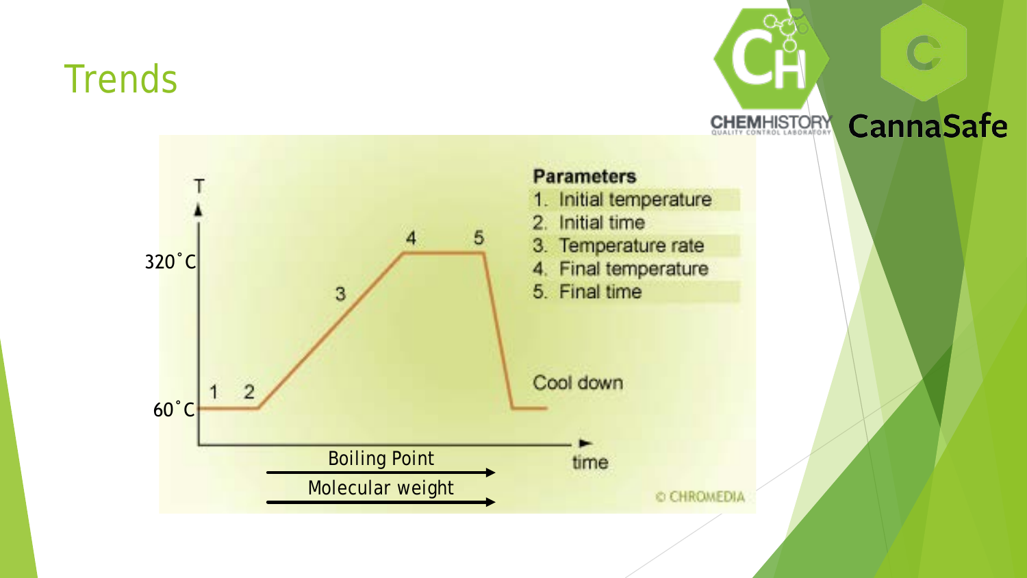# Trends

T

320˚C

60˚C

1 2 3 4 5

**Parameters**

1. Initial temperature
2. Initial time
3. Temperature rate
4. Final temperature
5. Final time

Cool down

time

Boiling Point

Molecular weight

© CHROMEDIA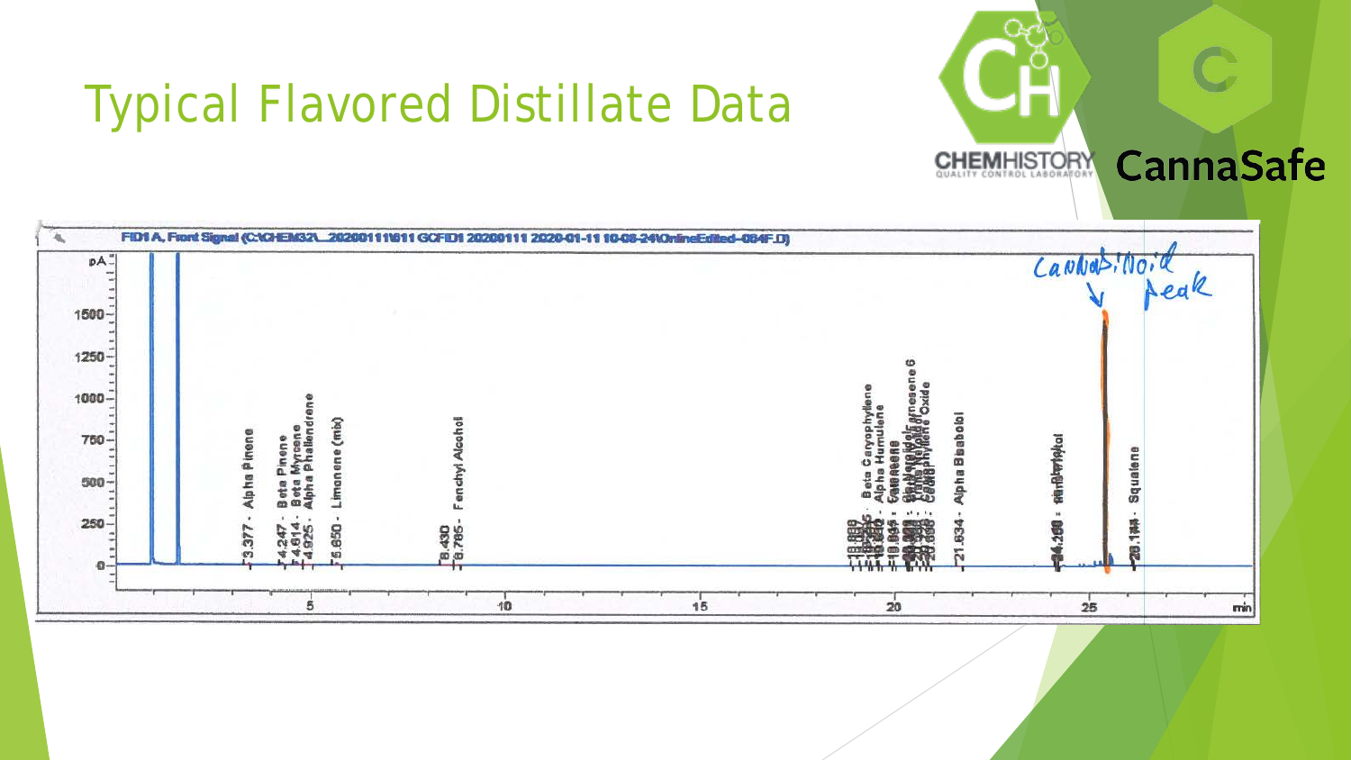# Typical Flavored Distillate Data

CHEMHISTORY QUALITY CONTROL LABORATORY

CannaSafe

FID1 A, Front Signal (C:\CHEM32\...20200111\611 GCFID1 20200111 2020-01-11 10-08-24\OnlineEdited-004F.D)

pA

1500

1250

1000

750

500

250

0

3.377 - Alpha Pinene

4.247 - Beta Pinene

4.614 - Beta Myrcene

4.925 - Alpha Phellandrene

5.650 - Limonene (mix)

8.430

8.785 - Fenchyl Alcohol

Beta Caryophyllene

Alpha Humulene

21.634 - Alpha Bisabolol

Squalene

5

10

15

20

25

min

Cannabinoid peak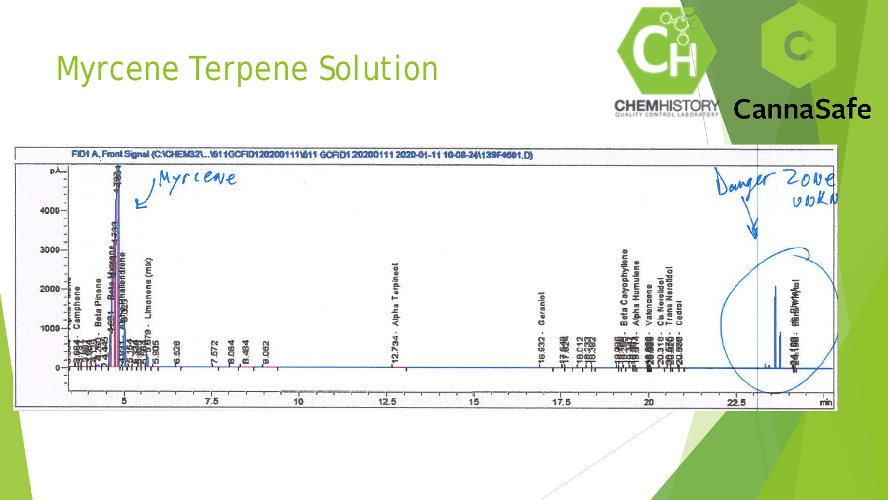# Myrcene Terpene Solution

CHEMHISTORY QUALITY CONTROL LABORATORY

CannaSafe

FID1 A, Front Signal (C:\CHEM32\...\611GCFID120200111\611 GCFID1 20200111 2020-01-11 10-08-24\139F4601.D)

Myrcene

Danger Zone UNKN

Alpha Pinene, Camphene, Beta Pinene, Beta Myrcene, Alpha Phellandrene, Limonene (mix), Alpha Terpineol, Geraniol, Beta Caryophyllene, Alpha Humulene, Valencene, Cis Nerolidol, Trans Nerolidol, Cedrol

3.694, 4.691, 4.733, 4.797, 4.829, 5.154, 5.879, 5.905, 6.526, 7.572, 8.064, 8.484, 9.062, 12.734, 16.932, 17.549, 17.624, 18.012, 18.233, 18.392, 20.318, 20.576, 20.958, 24.198

pA: 0, 1000, 2000, 3000, 4000

min: 5, 7.5, 10, 12.5, 15, 17.5, 20, 22.5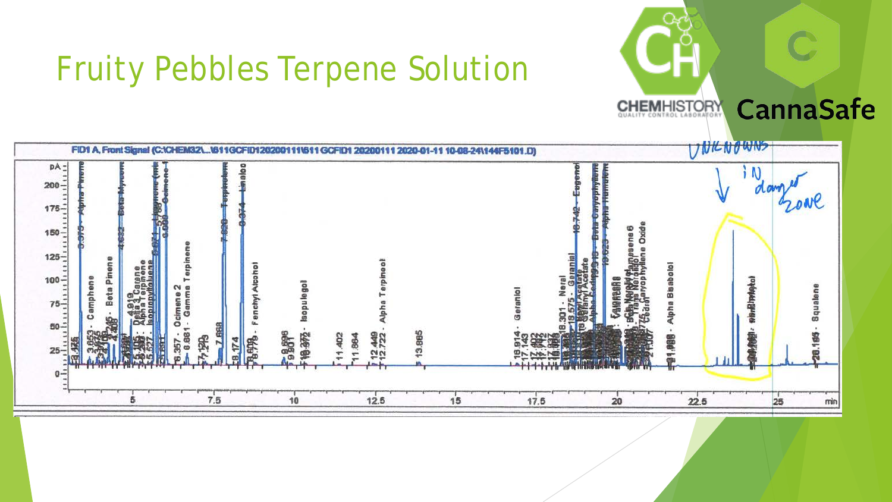# Fruity Pebbles Terpene Solution

CHEMHISTORY QUALITY CONTROL LABORATORY

CannaSafe

FID1 A, Front Signal (C:\CHEM32\...\611GCFID120200111\611GCFID1 20200111 2020-01-11 10-08-24\144F5101.D)

UNKNOWNS in danger zone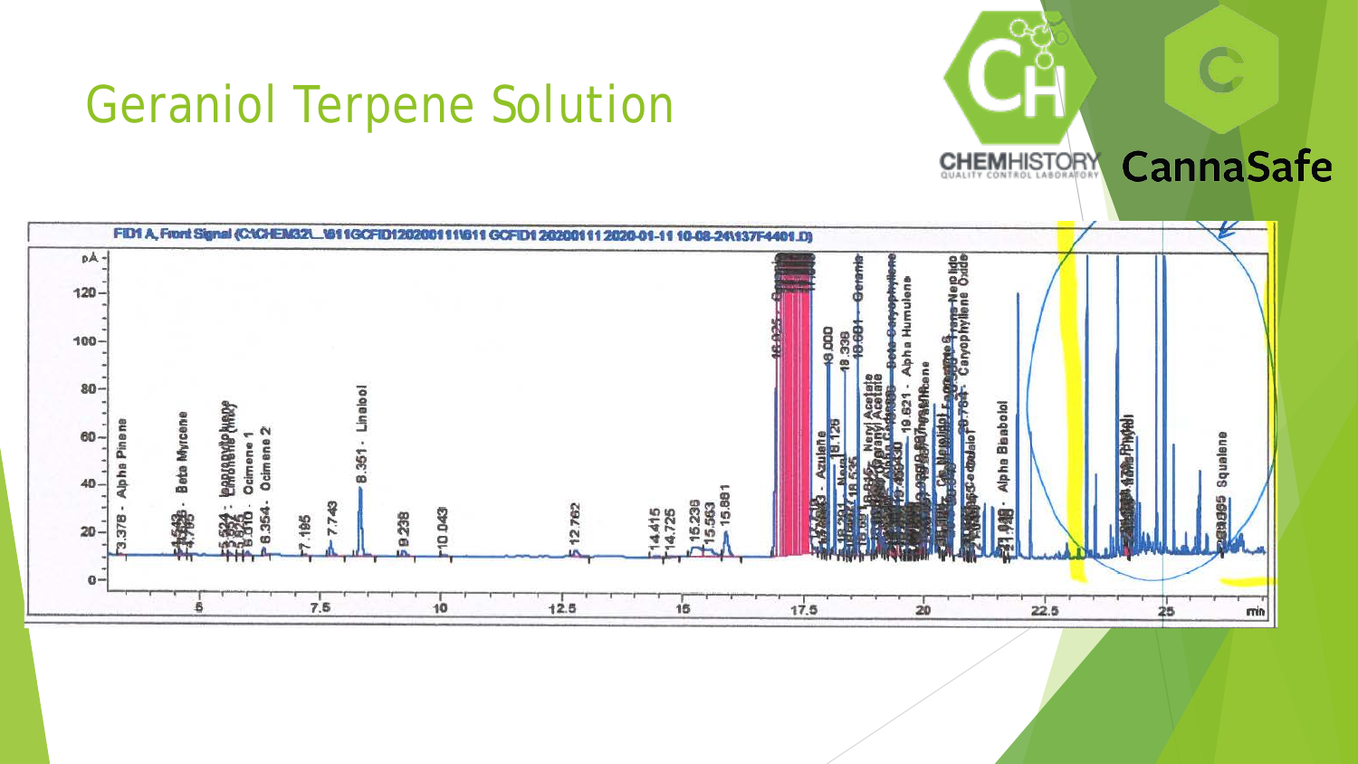# Geraniol Terpene Solution

CHEMHISTORY QUALITY CONTROL LABORATORY

CannaSafe

FID1 A, Front Signal (C:\CHEM32\...\611GCFID120200111\611 GCFID1 20200111 2020-01-11 10-08-24\137F4401.D)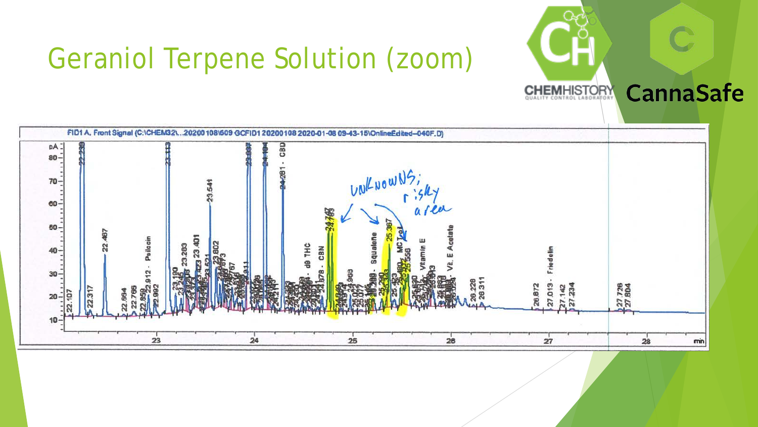# Geraniol Terpene Solution (zoom)

CHEMHISTORY QUALITY CONTROL LABORATORY

CannaSafe

FID1 A, Front Signal (C:\CHEM32\...20200108\609 GCFID1 20200108 2020-01-08 09-43-15\OnlineEdited--040F.D)

UNKNOWNS; risky area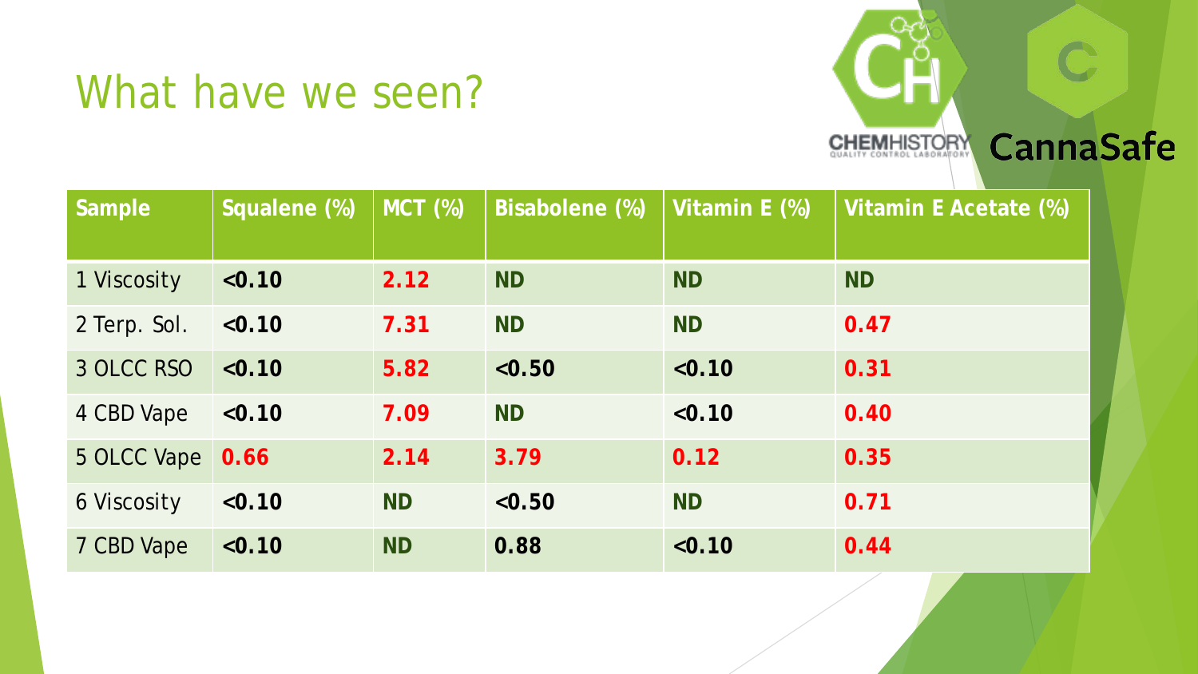# What have we seen?

CHEMHISTORY QUALITY CONTROL LABORATORY CannaSafe

| Sample | Squalene (%) | MCT (%) | Bisabolene (%) | Vitamin E (%) | Vitamin E Acetate (%) |
|---|---|---|---|---|---|
| 1 Viscosity | **<0.10** | **2.12** | **ND** | **ND** | **ND** |
| 2 Terp. Sol. | **<0.10** | **7.31** | **ND** | **ND** | **0.47** |
| 3 OLCC RSO | **<0.10** | **5.82** | **<0.50** | **<0.10** | **0.31** |
| 4 CBD Vape | **<0.10** | **7.09** | **ND** | **<0.10** | **0.40** |
| 5 OLCC Vape | **0.66** | **2.14** | **3.79** | **0.12** | **0.35** |
| 6 Viscosity | **<0.10** | **ND** | **<0.50** | **ND** | **0.71** |
| 7 CBD Vape | **<0.10** | **ND** | **0.88** | **<0.10** | **0.44** |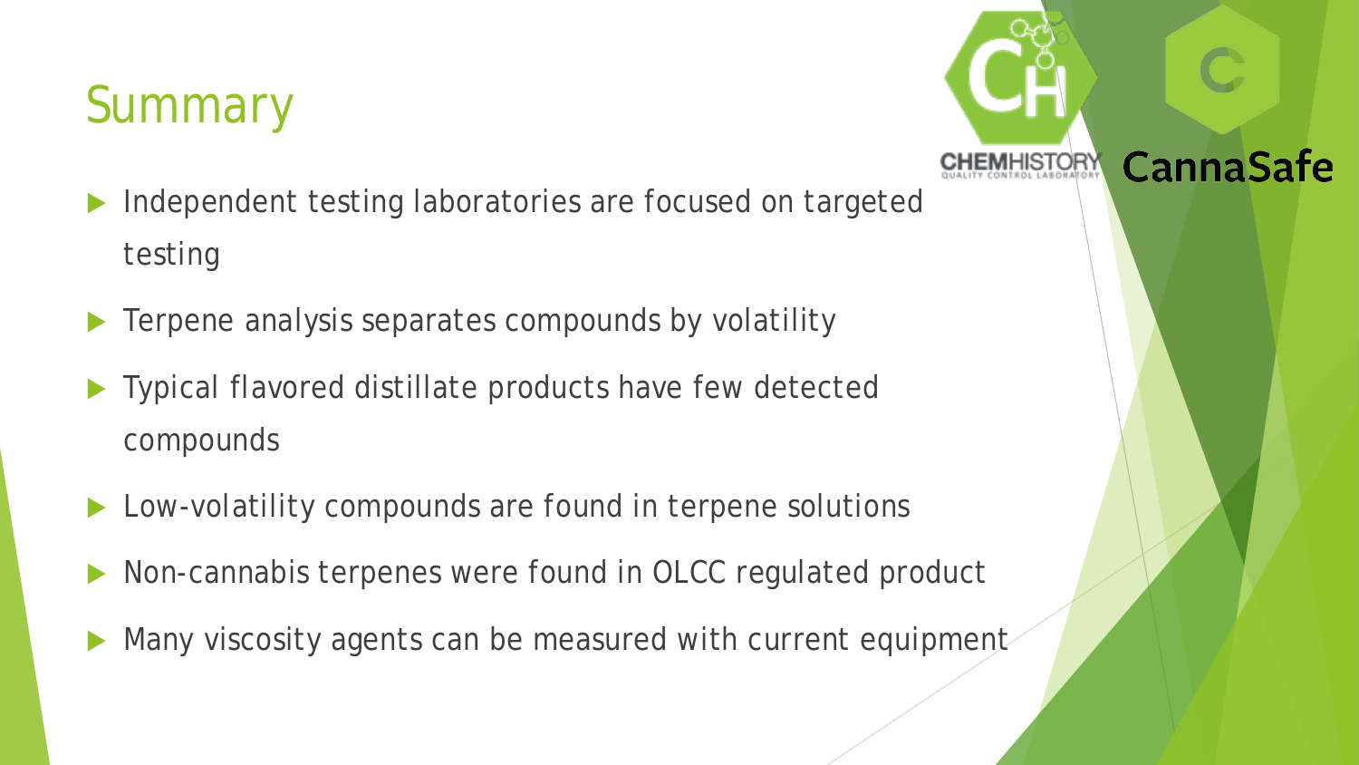# Summary

- Independent testing laboratories are focused on targeted testing
- Terpene analysis separates compounds by volatility
- Typical flavored distillate products have few detected compounds
- Low-volatility compounds are found in terpene solutions
- Non-cannabis terpenes were found in OLCC regulated product
- Many viscosity agents can be measured with current equipment